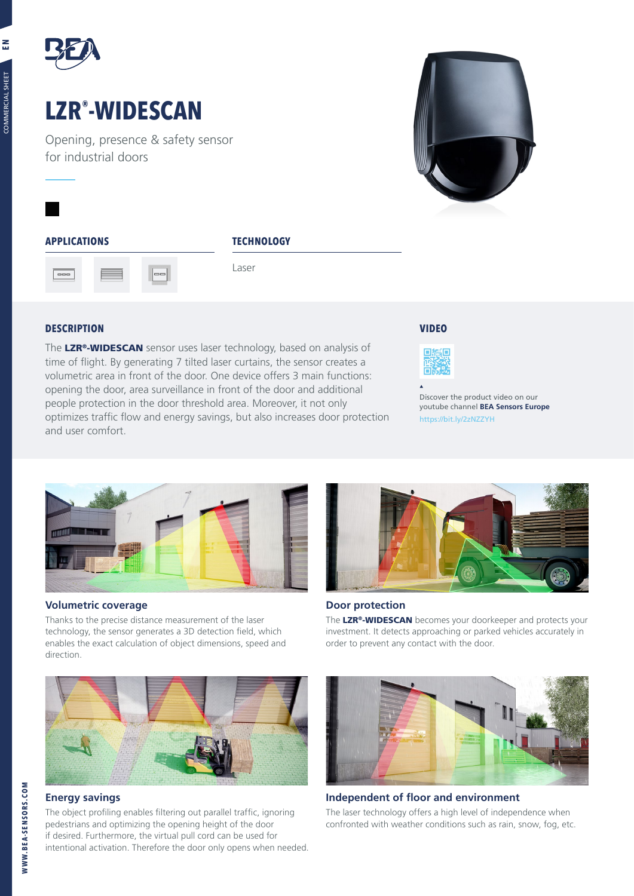# LZR®-WIDESCAN

Opening, presence & safety sensor for industrial doors

## APPLICATIONS

## TECHNOLOGY

Laser

## DESCRIPTION

The **LZR®-WIDESCAN** sensor uses laser technology, based on analysis of time of flight. By generating 7 tilted laser curtains, the sensor creates a volumetric area in front of the door. One device offers 3 main functions: opening the door, area surveillance in front of the door and additional people protection in the door threshold area. Moreover, it not only optimizes traffic flow and energy savings, but also increases door protection and user comfort.

## VIDEO

Discover the product video on our youtube channel **BEA Sensors Europe**

https://bit.ly/2zNZZYH

### Volumetric coverage

Thanks to the precise distance measurement of the laser technology, the sensor generates a 3D detection field, which enables the exact calculation of object dimensions, speed and direction.

### Door protection

The **LZR®-WIDESCAN** becomes your doorkeeper and protects your investment. It detects approaching or parked vehicles accurately in order to prevent any contact with the door.

### Energy savings

The object profiling enables filtering out parallel traffic, ignoring pedestrians and optimizing the opening height of the door if desired. Furthermore, the virtual pull cord can be used for intentional activation. Therefore the door only opens when needed.

### Independent of floor and environment

The laser technology offers a high level of independence when confronted with weather conditions such as rain, snow, fog, etc.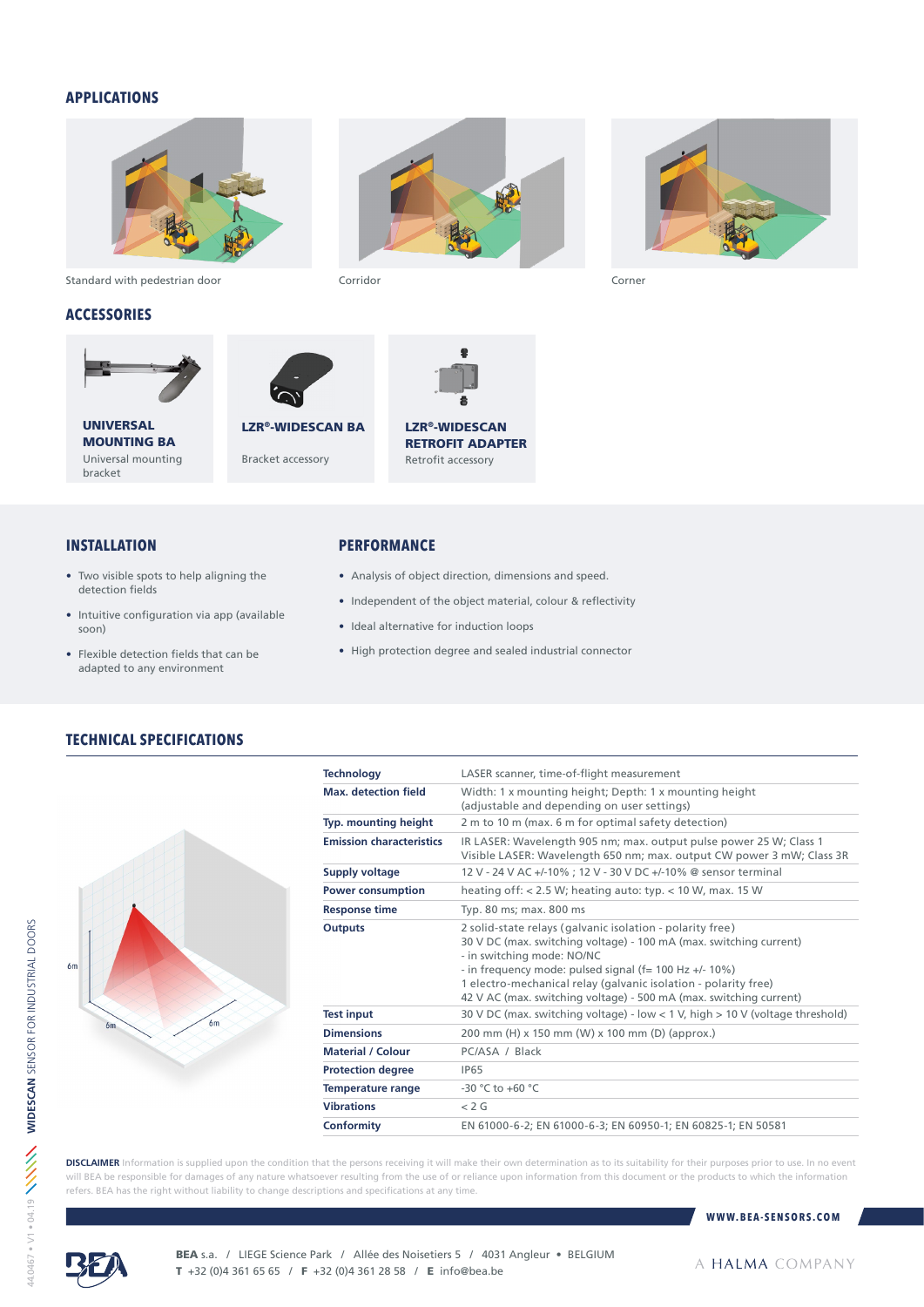## APPLICATIONS

Standard with pedestrian door

Corridor

Corner

## ACCESSORIES

**UNIVERSAL MOUNTING BA**
Universal mounting bracket

**LZR®-WIDESCAN BA**
Bracket accessory

**LZR®-WIDESCAN RETROFIT ADAPTER**
Retrofit accessory

## INSTALLATION

- Two visible spots to help aligning the detection fields
- Intuitive configuration via app (available soon)
- Flexible detection fields that can be adapted to any environment

## PERFORMANCE

- Analysis of object direction, dimensions and speed.
- Independent of the object material, colour & reflectivity
- Ideal alternative for induction loops
- High protection degree and sealed industrial connector

## TECHNICAL SPECIFICATIONS

6m

6m

6m

| | |
|---|---|
| **Technology** | LASER scanner, time-of-flight measurement |
| **Max. detection field** | Width: 1 x mounting height; Depth: 1 x mounting height (adjustable and depending on user settings) |
| **Typ. mounting height** | 2 m to 10 m (max. 6 m for optimal safety detection) |
| **Emission characteristics** | IR LASER: Wavelength 905 nm; max. output pulse power 25 W; Class 1<br>Visible LASER: Wavelength 650 nm; max. output CW power 3 mW; Class 3R |
| **Supply voltage** | 12 V - 24 V AC +/-10% ; 12 V - 30 V DC +/-10% @ sensor terminal |
| **Power consumption** | heating off: < 2.5 W; heating auto: typ. < 10 W, max. 15 W |
| **Response time** | Typ. 80 ms; max. 800 ms |
| **Outputs** | 2 solid-state relays (galvanic isolation - polarity free)<br>30 V DC (max. switching voltage) - 100 mA (max. switching current)<br>- in switching mode: NO/NC<br>- in frequency mode: pulsed signal (f= 100 Hz +/- 10%)<br>1 electro-mechanical relay (galvanic isolation - polarity free)<br>42 V AC (max. switching voltage) - 500 mA (max. switching current) |
| **Test input** | 30 V DC (max. switching voltage) - low < 1 V, high > 10 V (voltage threshold) |
| **Dimensions** | 200 mm (H) x 150 mm (W) x 100 mm (D) (approx.) |
| **Material / Colour** | PC/ASA / Black |
| **Protection degree** | IP65 |
| **Temperature range** | -30 °C to +60 °C |
| **Vibrations** | < 2 G |
| **Conformity** | EN 61000-6-2; EN 61000-6-3; EN 60950-1; EN 60825-1; EN 50581 |

**DISCLAIMER** Information is supplied upon the condition that the persons receiving it will make their own determination as to its suitability for their purposes prior to use. In no event will BEA be responsible for damages of any nature whatsoever resulting from the use of or reliance upon information from this document or the products to which the information refers. BEA has the right without liability to change descriptions and specifications at any time.

WWW.BEA-SENSORS.COM

**BEA** s.a. / LIEGE Science Park / Allée des Noisetiers 5 / 4031 Angleur • BELGIUM
**T** +32 (0)4 361 65 65 / **F** +32 (0)4 361 28 58 / **E** info@bea.be

A HALMA COMPANY

44.0467 • V1 • 04.19 **WIDESCAN** SENSOR FOR INDUSTRIAL DOORS